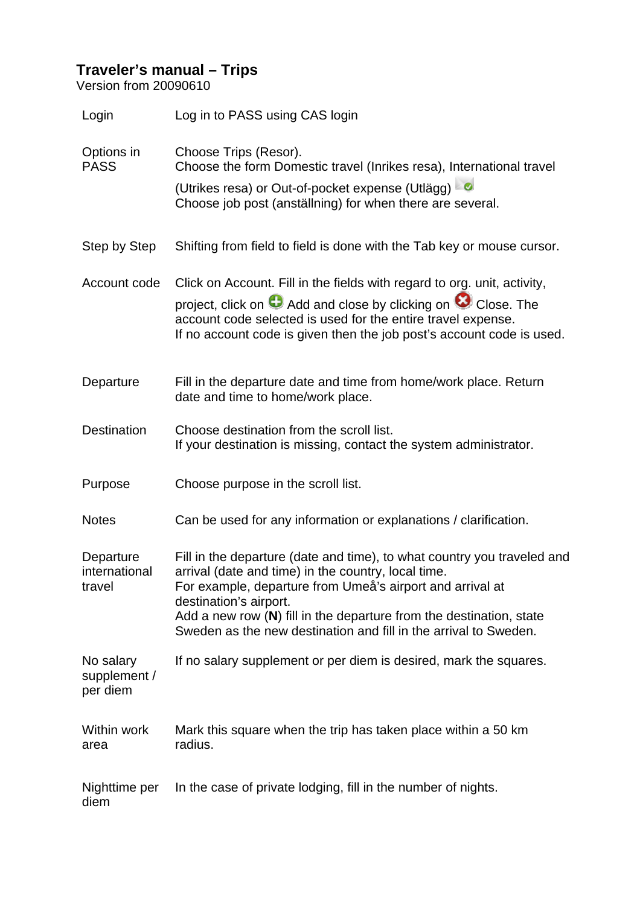# Traveler's manual – Trips

Version from 20090610

| | |
|---|---|
| Login | Log in to PASS using CAS login |
| Options in PASS | Choose Trips (Resor).<br>Choose the form Domestic travel (Inrikes resa), International travel (Utrikes resa) or Out-of-pocket expense (Utlägg)<br>Choose job post (anställning) for when there are several. |
| Step by Step | Shifting from field to field is done with the Tab key or mouse cursor. |
| Account code | Click on Account. Fill in the fields with regard to org. unit, activity, project, click on Add and close by clicking on Close. The account code selected is used for the entire travel expense.<br>If no account code is given then the job post's account code is used. |
| Departure | Fill in the departure date and time from home/work place. Return date and time to home/work place. |
| Destination | Choose destination from the scroll list.<br>If your destination is missing, contact the system administrator. |
| Purpose | Choose purpose in the scroll list. |
| Notes | Can be used for any information or explanations / clarification. |
| Departure international travel | Fill in the departure (date and time), to what country you traveled and arrival (date and time) in the country, local time.<br>For example, departure from Umeå's airport and arrival at destination's airport.<br>Add a new row (**N**) fill in the departure from the destination, state Sweden as the new destination and fill in the arrival to Sweden. |
| No salary supplement / per diem | If no salary supplement or per diem is desired, mark the squares. |
| Within work area | Mark this square when the trip has taken place within a 50 km radius. |
| Nighttime per diem | In the case of private lodging, fill in the number of nights. |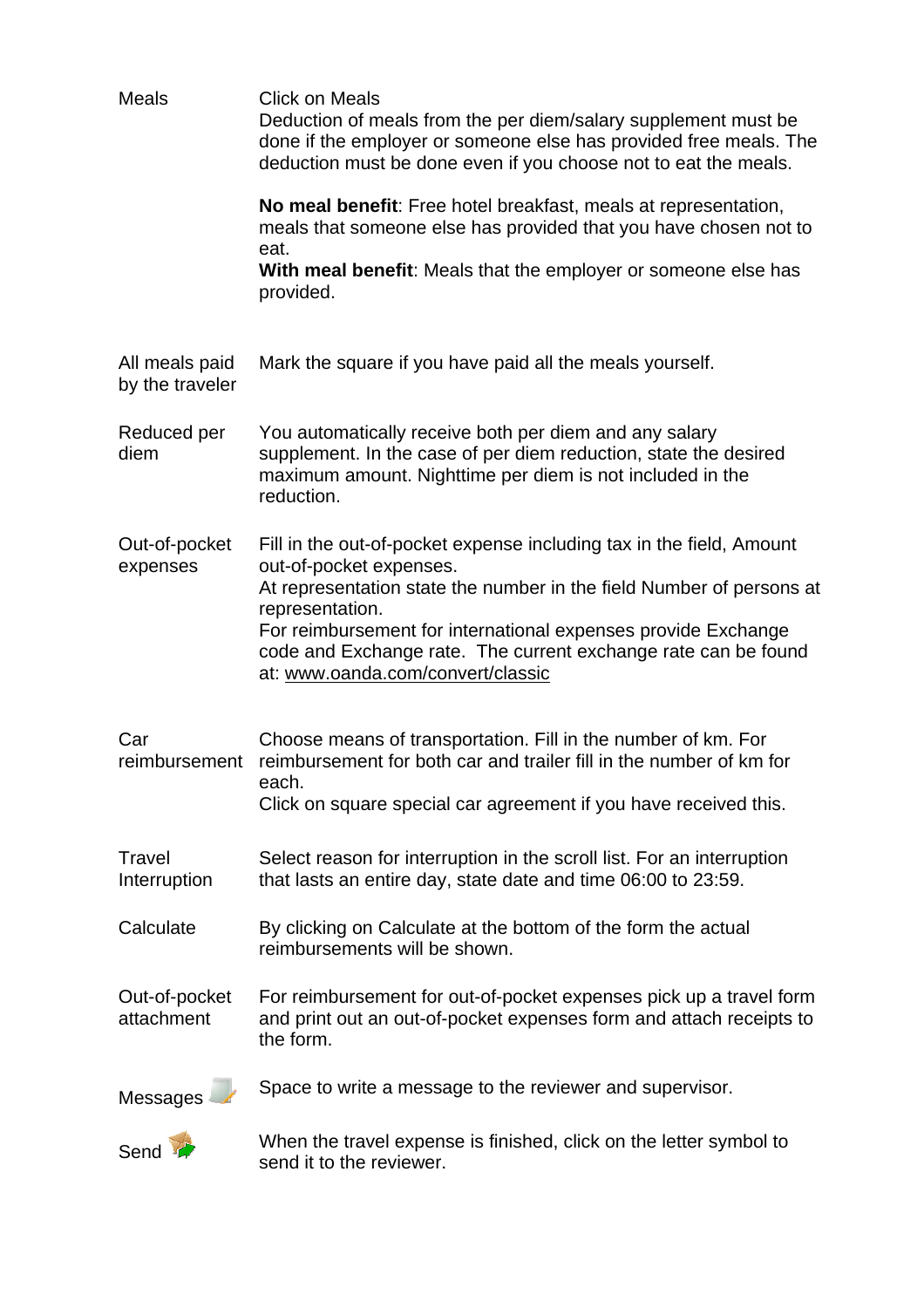| | |
|---|---|
| Meals | Click on Meals<br>Deduction of meals from the per diem/salary supplement must be done if the employer or someone else has provided free meals. The deduction must be done even if you choose not to eat the meals.<br><br>**No meal benefit**: Free hotel breakfast, meals at representation, meals that someone else has provided that you have chosen not to eat.<br>**With meal benefit**: Meals that the employer or someone else has provided. |
| All meals paid by the traveler | Mark the square if you have paid all the meals yourself. |
| Reduced per diem | You automatically receive both per diem and any salary supplement. In the case of per diem reduction, state the desired maximum amount. Nighttime per diem is not included in the reduction. |
| Out-of-pocket expenses | Fill in the out-of-pocket expense including tax in the field, Amount out-of-pocket expenses.<br>At representation state the number in the field Number of persons at representation.<br>For reimbursement for international expenses provide Exchange code and Exchange rate. The current exchange rate can be found at: www.oanda.com/convert/classic |
| Car reimbursement | Choose means of transportation. Fill in the number of km. For reimbursement for both car and trailer fill in the number of km for each.<br>Click on square special car agreement if you have received this. |
| Travel Interruption | Select reason for interruption in the scroll list. For an interruption that lasts an entire day, state date and time 06:00 to 23:59. |
| Calculate | By clicking on Calculate at the bottom of the form the actual reimbursements will be shown. |
| Out-of-pocket attachment | For reimbursement for out-of-pocket expenses pick up a travel form and print out an out-of-pocket expenses form and attach receipts to the form. |
| Messages | Space to write a message to the reviewer and supervisor. |
| Send | When the travel expense is finished, click on the letter symbol to send it to the reviewer. |